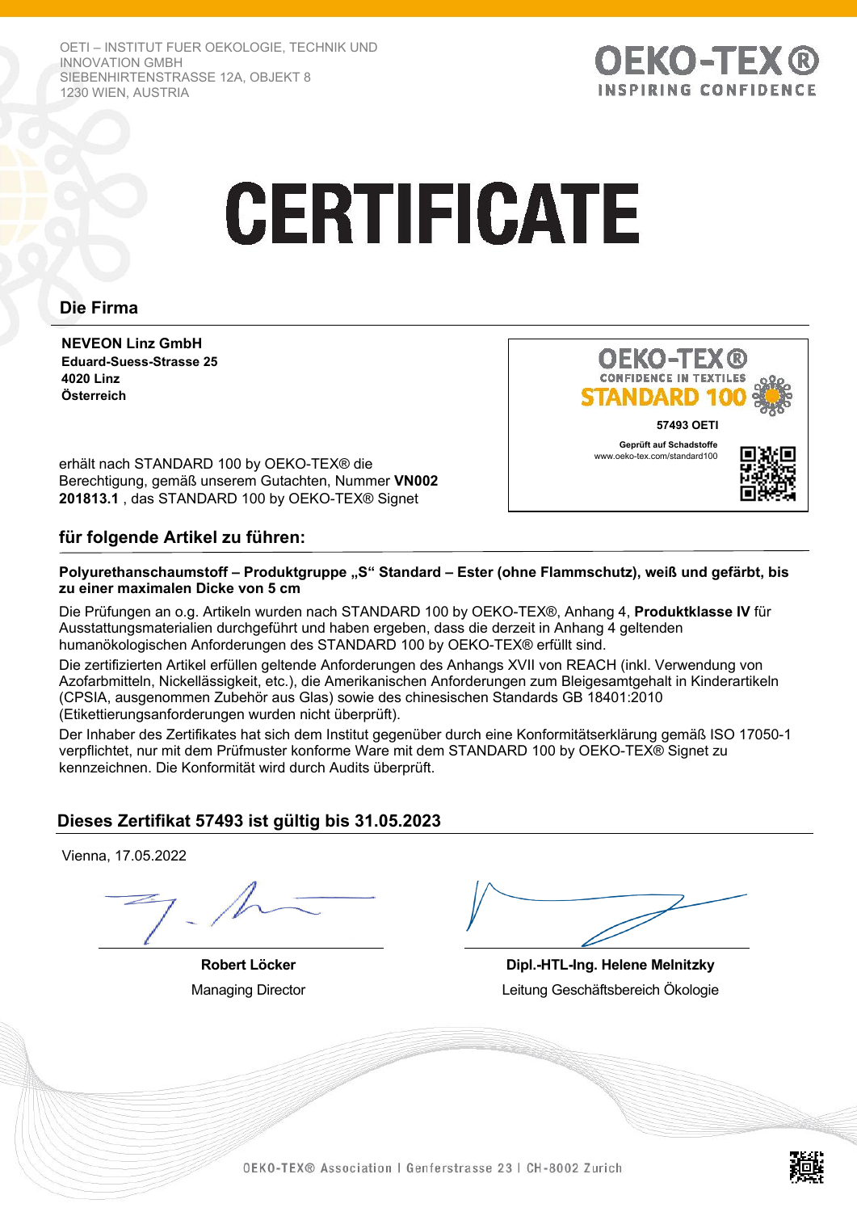OETI – INSTITUT FUER OEKOLOGIE, TECHNIK UND INNOVATION GMBH
SIEBENHIRTENSTRASSE 12A, OBJEKT 8
1230 WIEN, AUSTRIA

OEKO-TEX®
INSPIRING CONFIDENCE

# CERTIFICATE

## Die Firma

**NEVEON Linz GmbH**
**Eduard-Suess-Strasse 25**
**4020 Linz**
**Österreich**

OEKO-TEX®
CONFIDENCE IN TEXTILES
STANDARD 100

**57493 OETI**

**Geprüft auf Schadstoffe**
www.oeko-tex.com/standard100

erhält nach STANDARD 100 by OEKO-TEX® die Berechtigung, gemäß unserem Gutachten, Nummer **VN002 201813.1** , das STANDARD 100 by OEKO-TEX® Signet

## für folgende Artikel zu führen:

**Polyurethanschaumstoff – Produktgruppe „S“ Standard – Ester (ohne Flammschutz), weiß und gefärbt, bis zu einer maximalen Dicke von 5 cm**

Die Prüfungen an o.g. Artikeln wurden nach STANDARD 100 by OEKO-TEX®, Anhang 4, **Produktklasse IV** für Ausstattungsmaterialien durchgeführt und haben ergeben, dass die derzeit in Anhang 4 geltenden humanökologischen Anforderungen des STANDARD 100 by OEKO-TEX® erfüllt sind.

Die zertifizierten Artikel erfüllen geltende Anforderungen des Anhangs XVII von REACH (inkl. Verwendung von Azofarbmitteln, Nickellässigkeit, etc.), die Amerikanischen Anforderungen zum Bleigesamtgehalt in Kinderartikeln (CPSIA, ausgenommen Zubehör aus Glas) sowie des chinesischen Standards GB 18401:2010 (Etikettierungsanforderungen wurden nicht überprüft).

Der Inhaber des Zertifikates hat sich dem Institut gegenüber durch eine Konformitätserklärung gemäß ISO 17050-1 verpflichtet, nur mit dem Prüfmuster konforme Ware mit dem STANDARD 100 by OEKO-TEX® Signet zu kennzeichnen. Die Konformität wird durch Audits überprüft.

## Dieses Zertifikat 57493 ist gültig bis 31.05.2023

Vienna, 17.05.2022

| **Robert Löcker** | **Dipl.-HTL-Ing. Helene Melnitzky** |
|---|---|
| Managing Director | Leitung Geschäftsbereich Ökologie |

OEKO-TEX® Association | Genferstrasse 23 | CH-8002 Zurich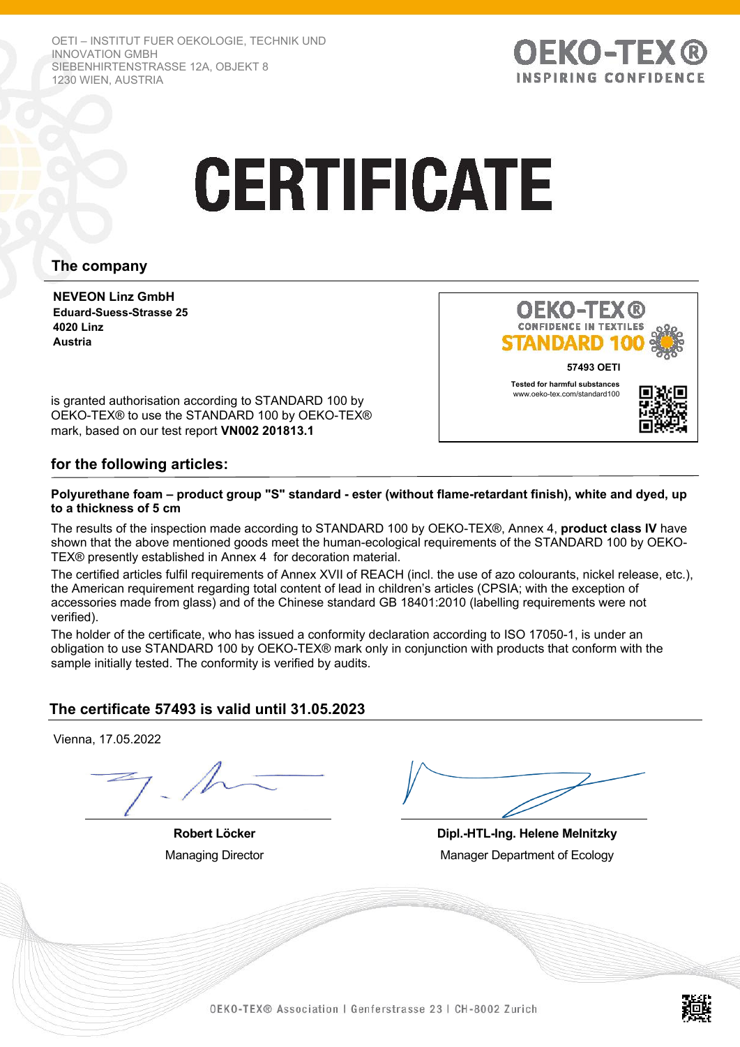OETI – INSTITUT FUER OEKOLOGIE, TECHNIK UND INNOVATION GMBH
SIEBENHIRTENSTRASSE 12A, OBJEKT 8
1230 WIEN, AUSTRIA

OEKO-TEX®
INSPIRING CONFIDENCE

# CERTIFICATE

## The company

**NEVEON Linz GmbH**
**Eduard-Suess-Strasse 25**
**4020 Linz**
**Austria**

OEKO-TEX®
CONFIDENCE IN TEXTILES
STANDARD 100
**57493 OETI**
**Tested for harmful substances**
www.oeko-tex.com/standard100

is granted authorisation according to STANDARD 100 by OEKO-TEX® to use the STANDARD 100 by OEKO-TEX® mark, based on our test report **VN002 201813.1**

## for the following articles:

**Polyurethane foam – product group "S" standard - ester (without flame-retardant finish), white and dyed, up to a thickness of 5 cm**

The results of the inspection made according to STANDARD 100 by OEKO-TEX®, Annex 4, **product class IV** have shown that the above mentioned goods meet the human-ecological requirements of the STANDARD 100 by OEKO-TEX® presently established in Annex 4 for decoration material.

The certified articles fulfil requirements of Annex XVII of REACH (incl. the use of azo colourants, nickel release, etc.), the American requirement regarding total content of lead in children's articles (CPSIA; with the exception of accessories made from glass) and of the Chinese standard GB 18401:2010 (labelling requirements were not verified).

The holder of the certificate, who has issued a conformity declaration according to ISO 17050-1, is under an obligation to use STANDARD 100 by OEKO-TEX® mark only in conjunction with products that conform with the sample initially tested. The conformity is verified by audits.

## The certificate 57493 is valid until 31.05.2023

Vienna, 17.05.2022

| | |
|---|---|
| **Robert Löcker** | **Dipl.-HTL-Ing. Helene Melnitzky** |
| Managing Director | Manager Department of Ecology |

OEKO-TEX® Association | Genferstrasse 23 | CH-8002 Zurich